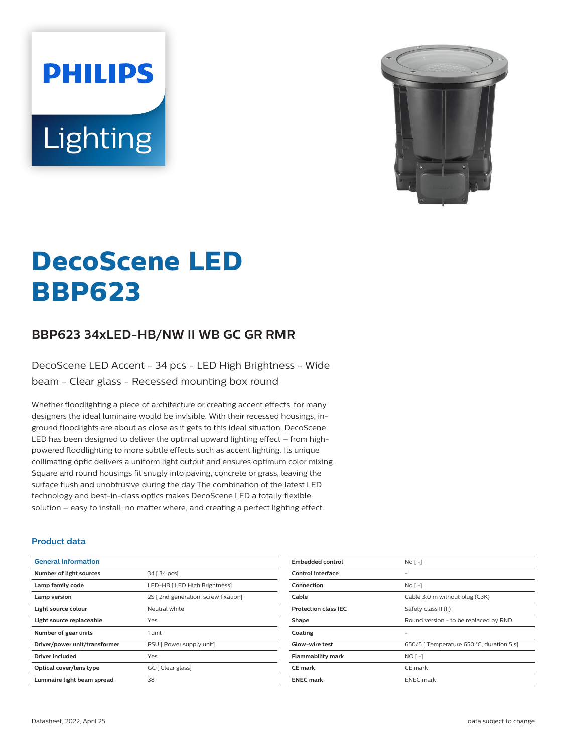PHILIPS

Lighting

# DecoScene LED BBP623

## BBP623 34xLED-HB/NW II WB GC GR RMR

DecoScene LED Accent - 34 pcs - LED High Brightness - Wide beam - Clear glass - Recessed mounting box round

Whether floodlighting a piece of architecture or creating accent effects, for many designers the ideal luminaire would be invisible. With their recessed housings, in-ground floodlights are about as close as it gets to this ideal situation. DecoScene LED has been designed to deliver the optimal upward lighting effect – from high-powered floodlighting to more subtle effects such as accent lighting. Its unique collimating optic delivers a uniform light output and ensures optimum color mixing. Square and round housings fit snugly into paving, concrete or grass, leaving the surface flush and unobtrusive during the day.The combination of the latest LED technology and best-in-class optics makes DecoScene LED a totally flexible solution – easy to install, no matter where, and creating a perfect lighting effect.

### Product data

| General Information | |
|---|---|
| Number of light sources | 34 [ 34 pcs] |
| Lamp family code | LED-HB [ LED High Brightness] |
| Lamp version | 2S [ 2nd generation, screw fixation] |
| Light source colour | Neutral white |
| Light source replaceable | Yes |
| Number of gear units | 1 unit |
| Driver/power unit/transformer | PSU [ Power supply unit] |
| Driver included | Yes |
| Optical cover/lens type | GC [ Clear glass] |
| Luminaire light beam spread | 38° |

| | |
|---|---|
| Embedded control | No [ -] |
| Control interface | - |
| Connection | No [ -] |
| Cable | Cable 3.0 m without plug (C3K) |
| Protection class IEC | Safety class II (II) |
| Shape | Round version - to be replaced by RND |
| Coating | - |
| Glow-wire test | 650/5 [ Temperature 650 °C, duration 5 s] |
| Flammability mark | NO [ -] |
| CE mark | CE mark |
| ENEC mark | ENEC mark |

Datasheet, 2022, April 25 data subject to change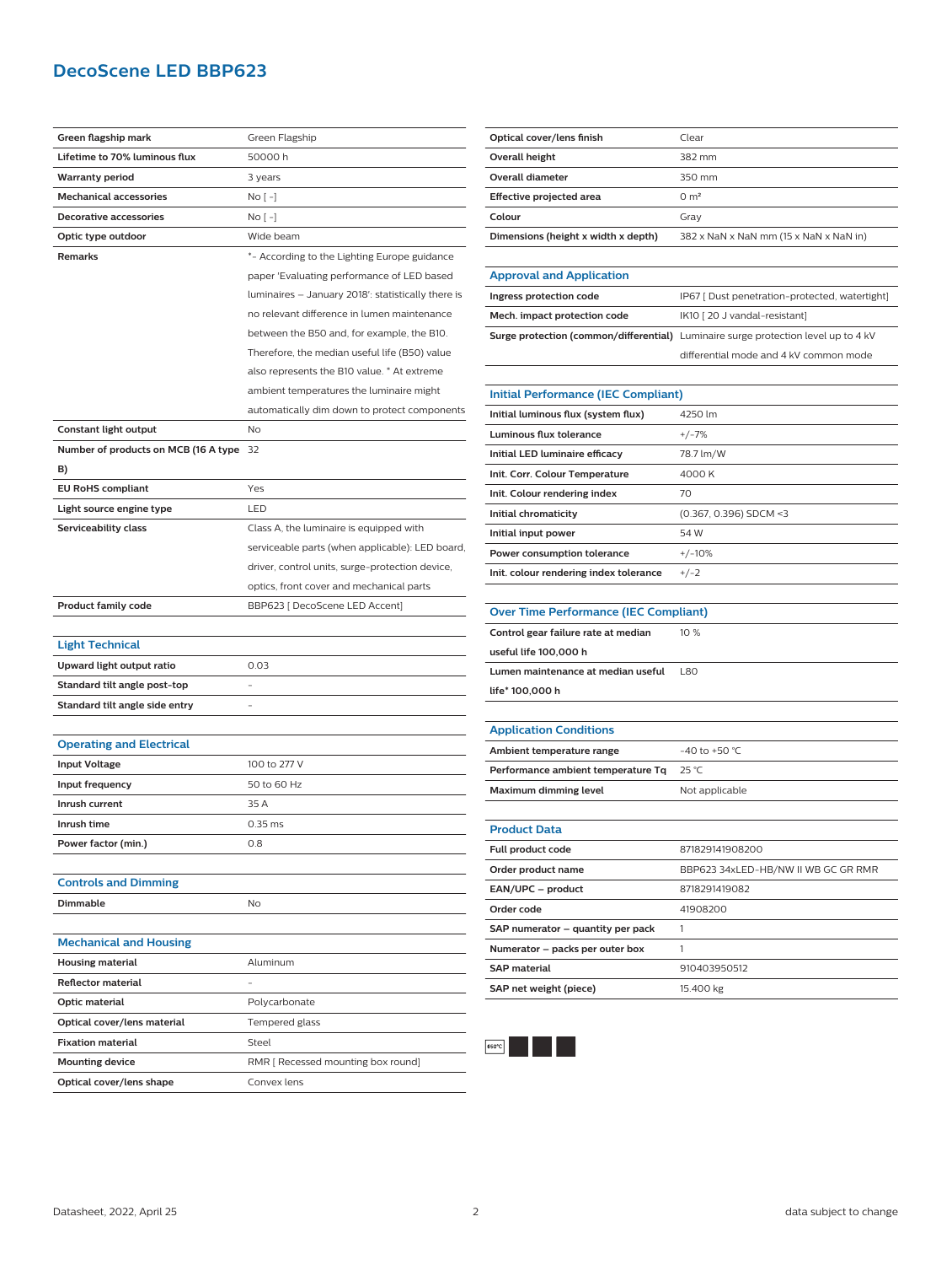# DecoScene LED BBP623

| | |
|---|---|
| **Green flagship mark** | Green Flagship |
| **Lifetime to 70% luminous flux** | 50000 h |
| **Warranty period** | 3 years |
| **Mechanical accessories** | No [ -] |
| **Decorative accessories** | No [ -] |
| **Optic type outdoor** | Wide beam |
| **Remarks** | *- According to the Lighting Europe guidance paper 'Evaluating performance of LED based luminaires – January 2018': statistically there is no relevant difference in lumen maintenance between the B50 and, for example, the B10. Therefore, the median useful life (B50) value also represents the B10 value. * At extreme ambient temperatures the luminaire might automatically dim down to protect components |
| **Constant light output** | No |
| **Number of products on MCB (16 A type B)** | 32 |
| **EU RoHS compliant** | Yes |
| **Light source engine type** | LED |
| **Serviceability class** | Class A, the luminaire is equipped with serviceable parts (when applicable): LED board, driver, control units, surge-protection device, optics, front cover and mechanical parts |
| **Product family code** | BBP623 [ DecoScene LED Accent] |

## Light Technical

| | |
|---|---|
| **Upward light output ratio** | 0.03 |
| **Standard tilt angle post-top** | - |
| **Standard tilt angle side entry** | - |

## Operating and Electrical

| | |
|---|---|
| **Input Voltage** | 100 to 277 V |
| **Input frequency** | 50 to 60 Hz |
| **Inrush current** | 35 A |
| **Inrush time** | 0.35 ms |
| **Power factor (min.)** | 0.8 |

## Controls and Dimming

| | |
|---|---|
| **Dimmable** | No |

## Mechanical and Housing

| | |
|---|---|
| **Housing material** | Aluminum |
| **Reflector material** | - |
| **Optic material** | Polycarbonate |
| **Optical cover/lens material** | Tempered glass |
| **Fixation material** | Steel |
| **Mounting device** | RMR [ Recessed mounting box round] |
| **Optical cover/lens shape** | Convex lens |
| **Optical cover/lens finish** | Clear |
| **Overall height** | 382 mm |
| **Overall diameter** | 350 mm |
| **Effective projected area** | 0 m² |
| **Colour** | Gray |
| **Dimensions (height x width x depth)** | 382 x NaN x NaN mm (15 x NaN x NaN in) |

## Approval and Application

| | |
|---|---|
| **Ingress protection code** | IP67 [ Dust penetration-protected, watertight] |
| **Mech. impact protection code** | IK10 [ 20 J vandal-resistant] |
| **Surge protection (common/differential)** | Luminaire surge protection level up to 4 kV differential mode and 4 kV common mode |

## Initial Performance (IEC Compliant)

| | |
|---|---|
| **Initial luminous flux (system flux)** | 4250 lm |
| **Luminous flux tolerance** | +/-7% |
| **Initial LED luminaire efficacy** | 78.7 lm/W |
| **Init. Corr. Colour Temperature** | 4000 K |
| **Init. Colour rendering index** | 70 |
| **Initial chromaticity** | (0.367, 0.396) SDCM <3 |
| **Initial input power** | 54 W |
| **Power consumption tolerance** | +/-10% |
| **Init. colour rendering index tolerance** | +/-2 |

## Over Time Performance (IEC Compliant)

| | |
|---|---|
| **Control gear failure rate at median useful life 100,000 h** | 10 % |
| **Lumen maintenance at median useful life* 100,000 h** | L80 |

## Application Conditions

| | |
|---|---|
| **Ambient temperature range** | -40 to +50 °C |
| **Performance ambient temperature Tq** | 25 °C |
| **Maximum dimming level** | Not applicable |

## Product Data

| | |
|---|---|
| **Full product code** | 871829141908200 |
| **Order product name** | BBP623 34xLED-HB/NW II WB GC GR RMR |
| **EAN/UPC – product** | 8718291419082 |
| **Order code** | 41908200 |
| **SAP numerator – quantity per pack** | 1 |
| **Numerator – packs per outer box** | 1 |
| **SAP material** | 910403950512 |
| **SAP net weight (piece)** | 15.400 kg |

Datasheet, 2022, April 25

data subject to change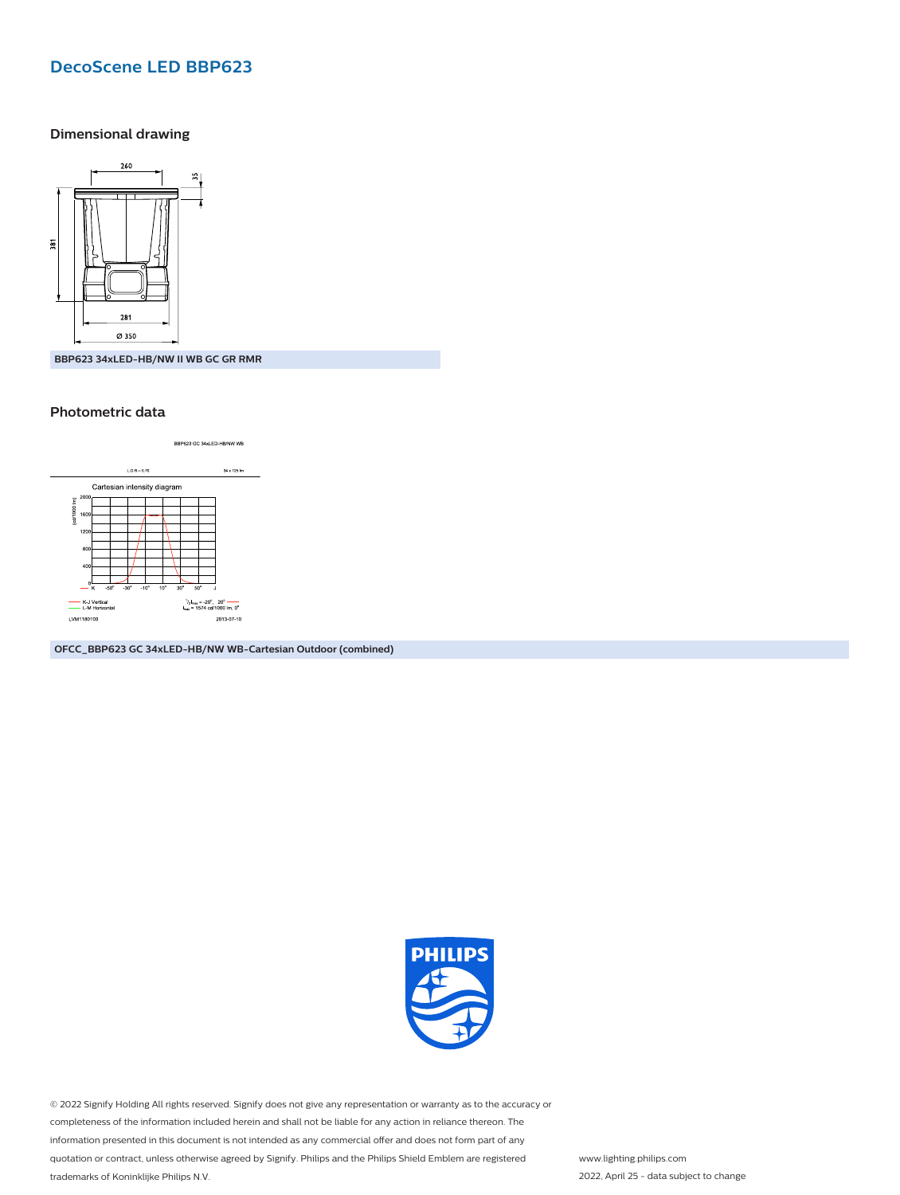## DecoScene LED BBP623

### Dimensional drawing

260

35

381

281

Ø 350

**BBP623 34xLED-HB/NW II WB GC GR RMR**

### Photometric data

BBP623 GC 34xLED-HB/NW WB

L.O.R.= 0.70

34 x 125 lm

Cartesian intensity diagram

(cd/1000 lm)

2000

1600

1200

800

400

0

K -50° -30° -10° 10° 30° 50° J

K-J Vertical

L-M Horizontal

½ $I_{max}$ = -20°, 20°

$I_{max}$ = 1574 cd/1000 lm, 0°

LVM1180100

2013-07-10

**OFCC_BBP623 GC 34xLED-HB/NW WB-Cartesian Outdoor (combined)**

© 2022 Signify Holding All rights reserved. Signify does not give any representation or warranty as to the accuracy or completeness of the information included herein and shall not be liable for any action in reliance thereon. The information presented in this document is not intended as any commercial offer and does not form part of any quotation or contract, unless otherwise agreed by Signify. Philips and the Philips Shield Emblem are registered trademarks of Koninklijke Philips N.V.

www.lighting.philips.com

2022, April 25 - data subject to change